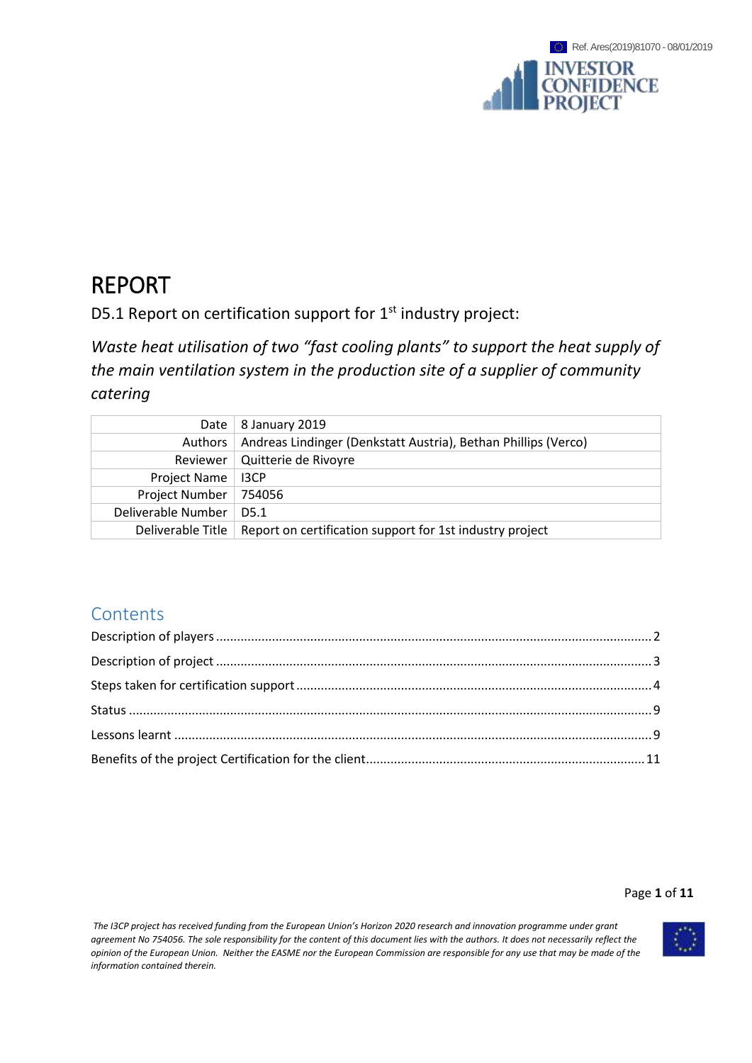Ref. Ares(2019)81070 - 08/01/2019

# REPORT

D5.1 Report on certification support for 1st industry project:

*Waste heat utilisation of two "fast cooling plants" to support the heat supply of the main ventilation system in the production site of a supplier of community catering*

| | |
|---|---|
| Date | 8 January 2019 |
| Authors | Andreas Lindinger (Denkstatt Austria), Bethan Phillips (Verco) |
| Reviewer | Quitterie de Rivoyre |
| Project Name | I3CP |
| Project Number | 754056 |
| Deliverable Number | D5.1 |
| Deliverable Title | Report on certification support for 1st industry project |

## Contents

Description of players ........ 2

Description of project ........ 3

Steps taken for certification support ........ 4

Status ........ 9

Lessons learnt ........ 9

Benefits of the project Certification for the client ........ 11

*The I3CP project has received funding from the European Union's Horizon 2020 research and innovation programme under grant agreement No 754056. The sole responsibility for the content of this document lies with the authors. It does not necessarily reflect the opinion of the European Union. Neither the EASME nor the European Commission are responsible for any use that may be made of the information contained therein.*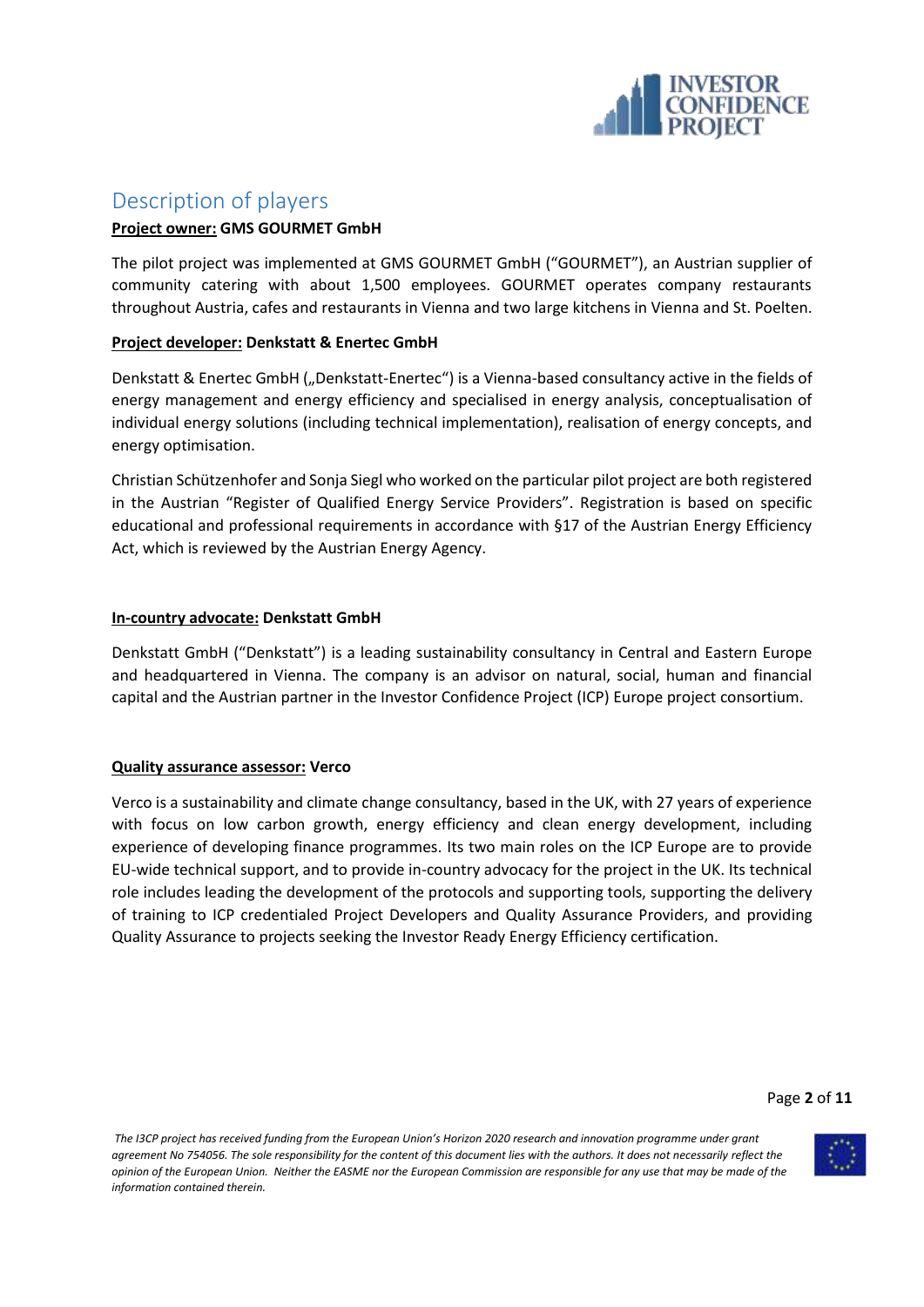## Description of players

**Project owner: GMS GOURMET GmbH**

The pilot project was implemented at GMS GOURMET GmbH ("GOURMET"), an Austrian supplier of community catering with about 1,500 employees. GOURMET operates company restaurants throughout Austria, cafes and restaurants in Vienna and two large kitchens in Vienna and St. Poelten.

**Project developer: Denkstatt & Enertec GmbH**

Denkstatt & Enertec GmbH („Denkstatt-Enertec") is a Vienna-based consultancy active in the fields of energy management and energy efficiency and specialised in energy analysis, conceptualisation of individual energy solutions (including technical implementation), realisation of energy concepts, and energy optimisation.

Christian Schützenhofer and Sonja Siegl who worked on the particular pilot project are both registered in the Austrian "Register of Qualified Energy Service Providers". Registration is based on specific educational and professional requirements in accordance with §17 of the Austrian Energy Efficiency Act, which is reviewed by the Austrian Energy Agency.

**In-country advocate: Denkstatt GmbH**

Denkstatt GmbH ("Denkstatt") is a leading sustainability consultancy in Central and Eastern Europe and headquartered in Vienna. The company is an advisor on natural, social, human and financial capital and the Austrian partner in the Investor Confidence Project (ICP) Europe project consortium.

**Quality assurance assessor: Verco**

Verco is a sustainability and climate change consultancy, based in the UK, with 27 years of experience with focus on low carbon growth, energy efficiency and clean energy development, including experience of developing finance programmes. Its two main roles on the ICP Europe are to provide EU-wide technical support, and to provide in-country advocacy for the project in the UK. Its technical role includes leading the development of the protocols and supporting tools, supporting the delivery of training to ICP credentialed Project Developers and Quality Assurance Providers, and providing Quality Assurance to projects seeking the Investor Ready Energy Efficiency certification.

*The I3CP project has received funding from the European Union's Horizon 2020 research and innovation programme under grant agreement No 754056. The sole responsibility for the content of this document lies with the authors. It does not necessarily reflect the opinion of the European Union. Neither the EASME nor the European Commission are responsible for any use that may be made of the information contained therein.*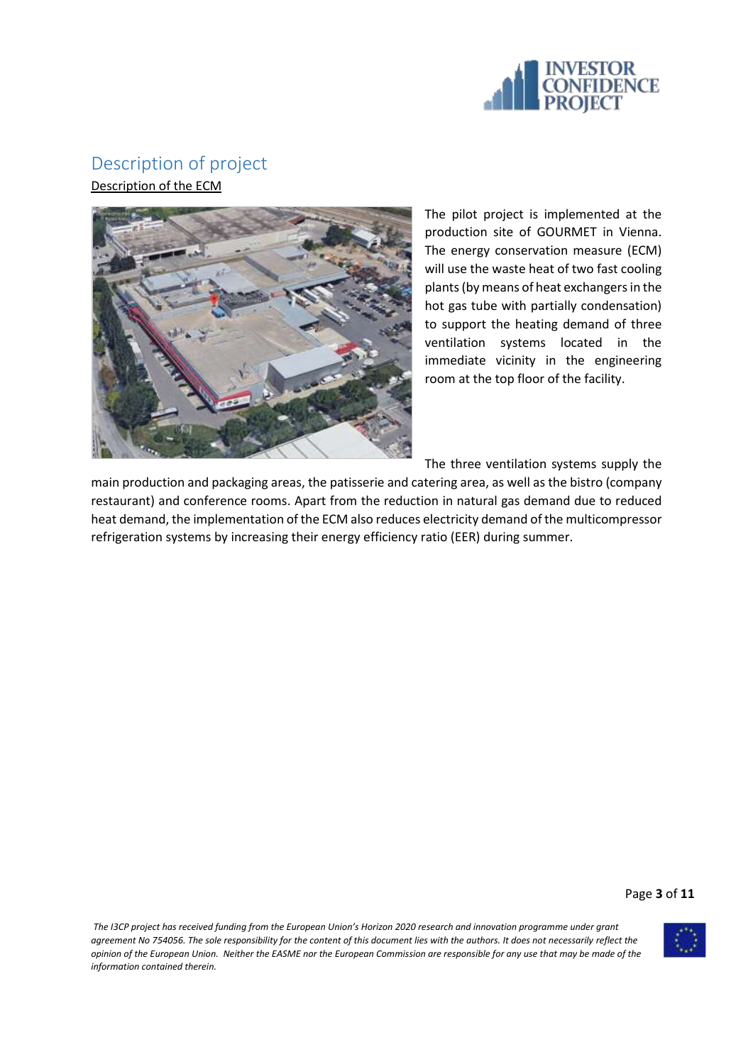## Description of project

Description of the ECM

The pilot project is implemented at the production site of GOURMET in Vienna. The energy conservation measure (ECM) will use the waste heat of two fast cooling plants (by means of heat exchangers in the hot gas tube with partially condensation) to support the heating demand of three ventilation systems located in the immediate vicinity in the engineering room at the top floor of the facility.

The three ventilation systems supply the main production and packaging areas, the patisserie and catering area, as well as the bistro (company restaurant) and conference rooms. Apart from the reduction in natural gas demand due to reduced heat demand, the implementation of the ECM also reduces electricity demand of the multicompressor refrigeration systems by increasing their energy efficiency ratio (EER) during summer.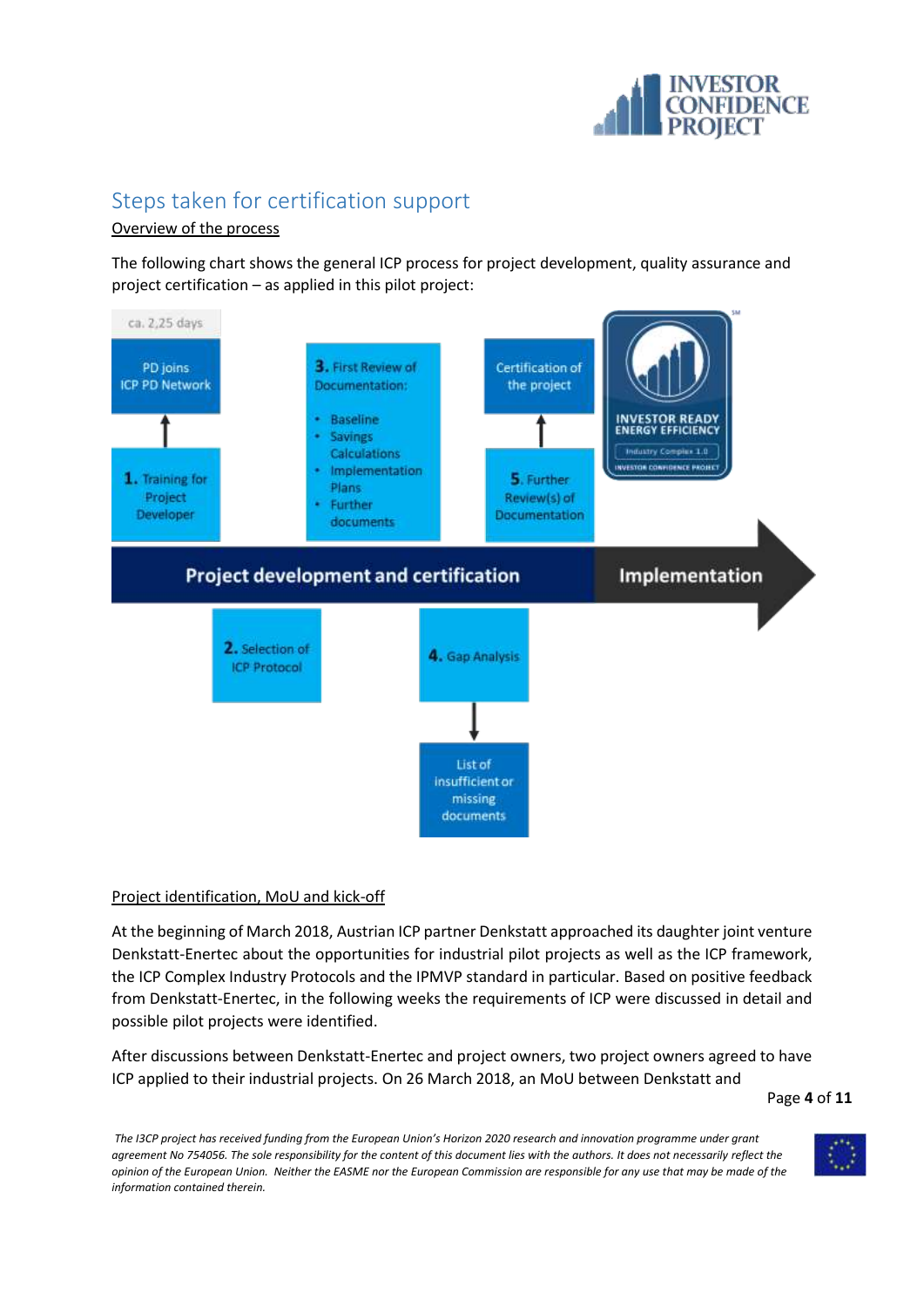## Steps taken for certification support

Overview of the process

The following chart shows the general ICP process for project development, quality assurance and project certification – as applied in this pilot project:

ca. 2,25 days

PD joins ICP PD Network

1. Training for Project Developer

2. Selection of ICP Protocol

3. First Review of Documentation:

- Baseline
- Savings Calculations
- Implementation Plans
- Further documents

4. Gap Analysis

List of insufficient or missing documents

5. Further Review(s) of Documentation

Certification of the project

INVESTOR READY ENERGY EFFICIENCY – Industry Complex 1.0 – INVESTOR CONFIDENCE PROJECT

Project development and certification

Implementation

Project identification, MoU and kick-off

At the beginning of March 2018, Austrian ICP partner Denkstatt approached its daughter joint venture Denkstatt-Enertec about the opportunities for industrial pilot projects as well as the ICP framework, the ICP Complex Industry Protocols and the IPMVP standard in particular. Based on positive feedback from Denkstatt-Enertec, in the following weeks the requirements of ICP were discussed in detail and possible pilot projects were identified.

After discussions between Denkstatt-Enertec and project owners, two project owners agreed to have ICP applied to their industrial projects. On 26 March 2018, an MoU between Denkstatt and

*The I3CP project has received funding from the European Union's Horizon 2020 research and innovation programme under grant agreement No 754056. The sole responsibility for the content of this document lies with the authors. It does not necessarily reflect the opinion of the European Union. Neither the EASME nor the European Commission are responsible for any use that may be made of the information contained therein.*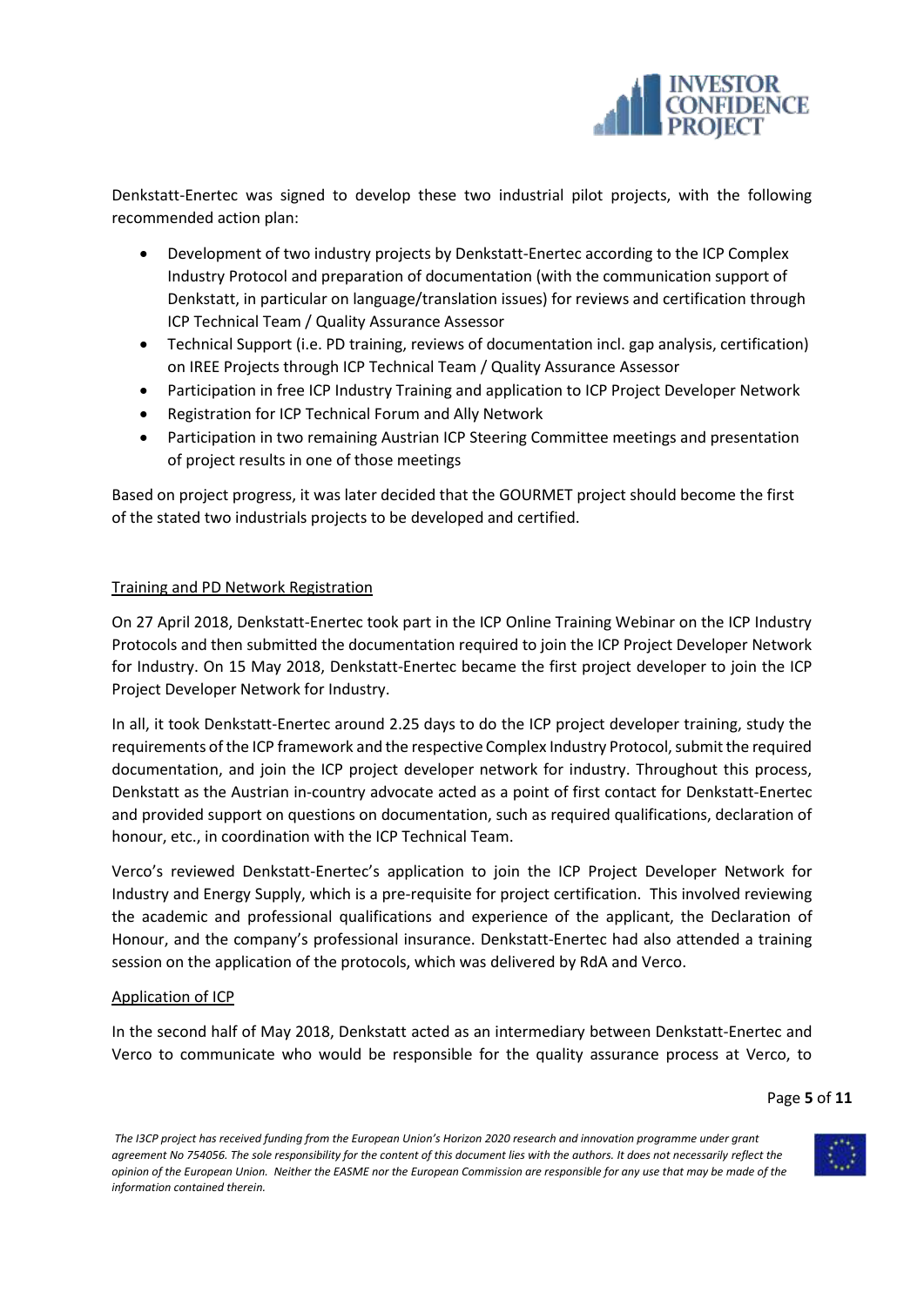Denkstatt-Enertec was signed to develop these two industrial pilot projects, with the following recommended action plan:

- Development of two industry projects by Denkstatt-Enertec according to the ICP Complex Industry Protocol and preparation of documentation (with the communication support of Denkstatt, in particular on language/translation issues) for reviews and certification through ICP Technical Team / Quality Assurance Assessor
- Technical Support (i.e. PD training, reviews of documentation incl. gap analysis, certification) on IREE Projects through ICP Technical Team / Quality Assurance Assessor
- Participation in free ICP Industry Training and application to ICP Project Developer Network
- Registration for ICP Technical Forum and Ally Network
- Participation in two remaining Austrian ICP Steering Committee meetings and presentation of project results in one of those meetings

Based on project progress, it was later decided that the GOURMET project should become the first of the stated two industrials projects to be developed and certified.

## Training and PD Network Registration

On 27 April 2018, Denkstatt-Enertec took part in the ICP Online Training Webinar on the ICP Industry Protocols and then submitted the documentation required to join the ICP Project Developer Network for Industry. On 15 May 2018, Denkstatt-Enertec became the first project developer to join the ICP Project Developer Network for Industry.

In all, it took Denkstatt-Enertec around 2.25 days to do the ICP project developer training, study the requirements of the ICP framework and the respective Complex Industry Protocol, submit the required documentation, and join the ICP project developer network for industry. Throughout this process, Denkstatt as the Austrian in-country advocate acted as a point of first contact for Denkstatt-Enertec and provided support on questions on documentation, such as required qualifications, declaration of honour, etc., in coordination with the ICP Technical Team.

Verco's reviewed Denkstatt-Enertec's application to join the ICP Project Developer Network for Industry and Energy Supply, which is a pre-requisite for project certification. This involved reviewing the academic and professional qualifications and experience of the applicant, the Declaration of Honour, and the company's professional insurance. Denkstatt-Enertec had also attended a training session on the application of the protocols, which was delivered by RdA and Verco.

## Application of ICP

In the second half of May 2018, Denkstatt acted as an intermediary between Denkstatt-Enertec and Verco to communicate who would be responsible for the quality assurance process at Verco, to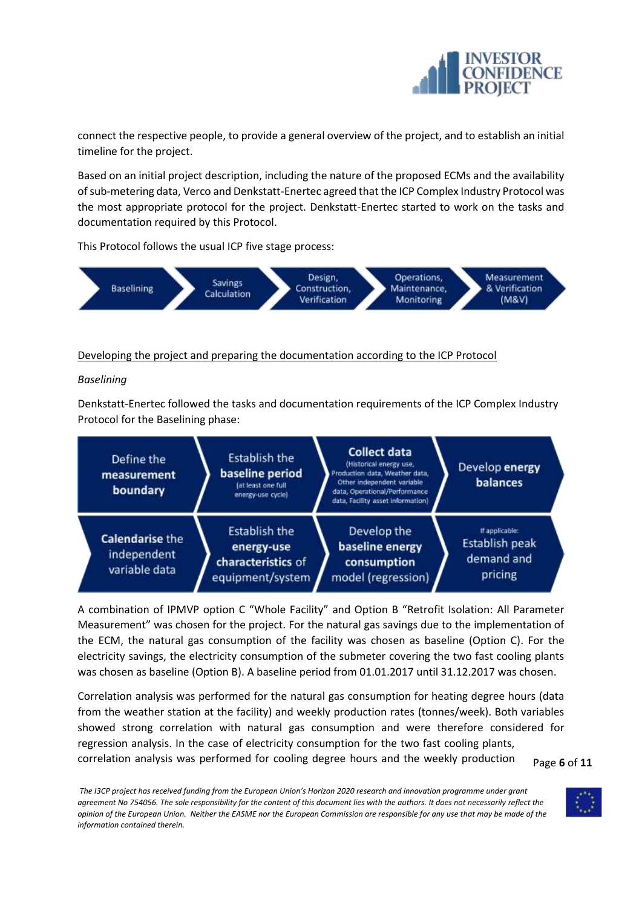connect the respective people, to provide a general overview of the project, and to establish an initial timeline for the project.

Based on an initial project description, including the nature of the proposed ECMs and the availability of sub-metering data, Verco and Denkstatt-Enertec agreed that the ICP Complex Industry Protocol was the most appropriate protocol for the project. Denkstatt-Enertec started to work on the tasks and documentation required by this Protocol.

This Protocol follows the usual ICP five stage process:

Baselining → Savings Calculation → Design, Construction, Verification → Operations, Maintenance, Monitoring → Measurement & Verification (M&V)

Developing the project and preparing the documentation according to the ICP Protocol

*Baselining*

Denkstatt-Enertec followed the tasks and documentation requirements of the ICP Complex Industry Protocol for the Baselining phase:

Define the **measurement boundary** → Establish the **baseline period** (at least one full energy-use cycle) → **Collect data** (Historical energy use, Production data, Weather data, Other independent variable data, Operational/Performance data, Facility asset information) → Develop **energy balances**

**Calendarise** the independent variable data → Establish the **energy-use characteristics** of equipment/system → Develop the **baseline energy consumption** model (regression) → If applicable: Establish peak demand and pricing

A combination of IPMVP option C "Whole Facility" and Option B "Retrofit Isolation: All Parameter Measurement" was chosen for the project. For the natural gas savings due to the implementation of the ECM, the natural gas consumption of the facility was chosen as baseline (Option C). For the electricity savings, the electricity consumption of the submeter covering the two fast cooling plants was chosen as baseline (Option B). A baseline period from 01.01.2017 until 31.12.2017 was chosen.

Correlation analysis was performed for the natural gas consumption for heating degree hours (data from the weather station at the facility) and weekly production rates (tonnes/week). Both variables showed strong correlation with natural gas consumption and were therefore considered for regression analysis. In the case of electricity consumption for the two fast cooling plants, correlation analysis was performed for cooling degree hours and the weekly production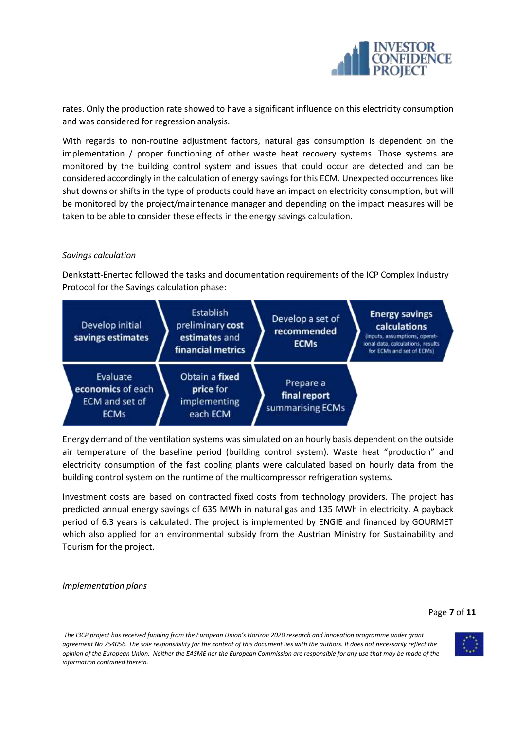rates. Only the production rate showed to have a significant influence on this electricity consumption and was considered for regression analysis.

With regards to non-routine adjustment factors, natural gas consumption is dependent on the implementation / proper functioning of other waste heat recovery systems. Those systems are monitored by the building control system and issues that could occur are detected and can be considered accordingly in the calculation of energy savings for this ECM. Unexpected occurrences like shut downs or shifts in the type of products could have an impact on electricity consumption, but will be monitored by the project/maintenance manager and depending on the impact measures will be taken to be able to consider these effects in the energy savings calculation.

*Savings calculation*

Denkstatt-Enertec followed the tasks and documentation requirements of the ICP Complex Industry Protocol for the Savings calculation phase:

- Develop initial **savings estimates**
- Establish preliminary **cost estimates** and **financial metrics**
- Develop a set of **recommended ECMs**
- **Energy savings calculations** (inputs, assumptions, operational data, calculations, results for ECMs and set of ECMs)
- Evaluate **economics** of each ECM and set of ECMs
- Obtain a **fixed price** for implementing each ECM
- Prepare a **final report** summarising ECMs

Energy demand of the ventilation systems was simulated on an hourly basis dependent on the outside air temperature of the baseline period (building control system). Waste heat "production" and electricity consumption of the fast cooling plants were calculated based on hourly data from the building control system on the runtime of the multicompressor refrigeration systems.

Investment costs are based on contracted fixed costs from technology providers. The project has predicted annual energy savings of 635 MWh in natural gas and 135 MWh in electricity. A payback period of 6.3 years is calculated. The project is implemented by ENGIE and financed by GOURMET which also applied for an environmental subsidy from the Austrian Ministry for Sustainability and Tourism for the project.

*Implementation plans*

*The I3CP project has received funding from the European Union's Horizon 2020 research and innovation programme under grant agreement No 754056. The sole responsibility for the content of this document lies with the authors. It does not necessarily reflect the opinion of the European Union. Neither the EASME nor the European Commission are responsible for any use that may be made of the information contained therein.*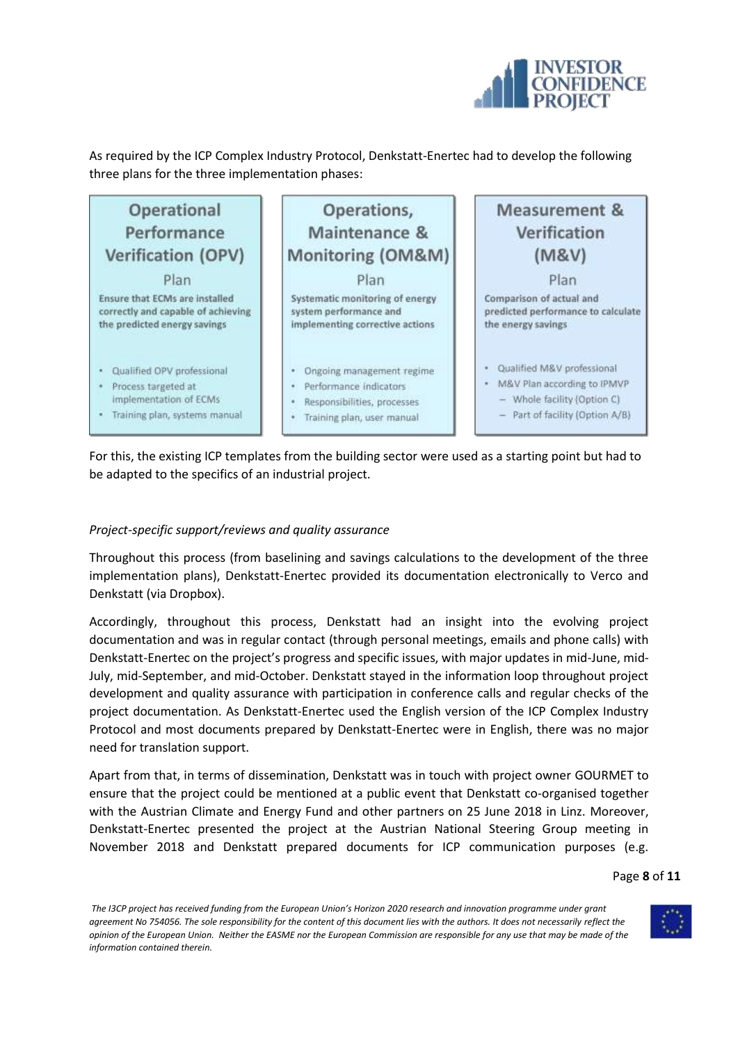As required by the ICP Complex Industry Protocol, Denkstatt-Enertec had to develop the following three plans for the three implementation phases:

| Operational Performance Verification (OPV) Plan | Operations, Maintenance & Monitoring (OM&M) Plan | Measurement & Verification (M&V) Plan |
| --- | --- | --- |
| **Ensure that ECMs are installed correctly and capable of achieving the predicted energy savings** | **Systematic monitoring of energy system performance and implementing corrective actions** | **Comparison of actual and predicted performance to calculate the energy savings** |
| • Qualified OPV professional<br>• Process targeted at implementation of ECMs<br>• Training plan, systems manual | • Ongoing management regime<br>• Performance indicators<br>• Responsibilities, processes<br>• Training plan, user manual | • Qualified M&V professional<br>• M&V Plan according to IPMVP<br>  – Whole facility (Option C)<br>  – Part of facility (Option A/B) |

For this, the existing ICP templates from the building sector were used as a starting point but had to be adapted to the specifics of an industrial project.

*Project-specific support/reviews and quality assurance*

Throughout this process (from baselining and savings calculations to the development of the three implementation plans), Denkstatt-Enertec provided its documentation electronically to Verco and Denkstatt (via Dropbox).

Accordingly, throughout this process, Denkstatt had an insight into the evolving project documentation and was in regular contact (through personal meetings, emails and phone calls) with Denkstatt-Enertec on the project's progress and specific issues, with major updates in mid-June, mid-July, mid-September, and mid-October. Denkstatt stayed in the information loop throughout project development and quality assurance with participation in conference calls and regular checks of the project documentation. As Denkstatt-Enertec used the English version of the ICP Complex Industry Protocol and most documents prepared by Denkstatt-Enertec were in English, there was no major need for translation support.

Apart from that, in terms of dissemination, Denkstatt was in touch with project owner GOURMET to ensure that the project could be mentioned at a public event that Denkstatt co-organised together with the Austrian Climate and Energy Fund and other partners on 25 June 2018 in Linz. Moreover, Denkstatt-Enertec presented the project at the Austrian National Steering Group meeting in November 2018 and Denkstatt prepared documents for ICP communication purposes (e.g.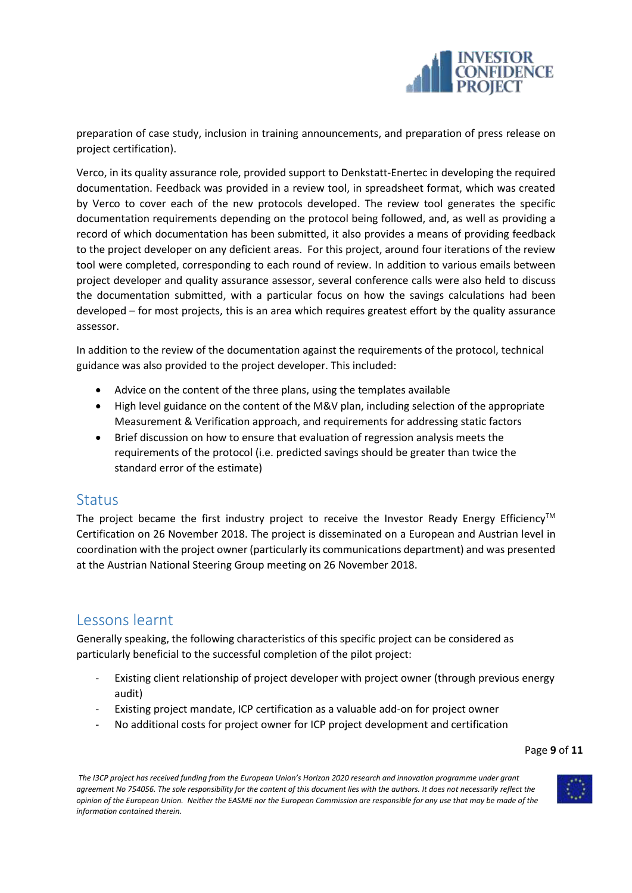preparation of case study, inclusion in training announcements, and preparation of press release on project certification).

Verco, in its quality assurance role, provided support to Denkstatt-Enertec in developing the required documentation. Feedback was provided in a review tool, in spreadsheet format, which was created by Verco to cover each of the new protocols developed. The review tool generates the specific documentation requirements depending on the protocol being followed, and, as well as providing a record of which documentation has been submitted, it also provides a means of providing feedback to the project developer on any deficient areas. For this project, around four iterations of the review tool were completed, corresponding to each round of review. In addition to various emails between project developer and quality assurance assessor, several conference calls were also held to discuss the documentation submitted, with a particular focus on how the savings calculations had been developed – for most projects, this is an area which requires greatest effort by the quality assurance assessor.

In addition to the review of the documentation against the requirements of the protocol, technical guidance was also provided to the project developer. This included:

- Advice on the content of the three plans, using the templates available
- High level guidance on the content of the M&V plan, including selection of the appropriate Measurement & Verification approach, and requirements for addressing static factors
- Brief discussion on how to ensure that evaluation of regression analysis meets the requirements of the protocol (i.e. predicted savings should be greater than twice the standard error of the estimate)

## Status

The project became the first industry project to receive the Investor Ready Energy Efficiency™ Certification on 26 November 2018. The project is disseminated on a European and Austrian level in coordination with the project owner (particularly its communications department) and was presented at the Austrian National Steering Group meeting on 26 November 2018.

## Lessons learnt

Generally speaking, the following characteristics of this specific project can be considered as particularly beneficial to the successful completion of the pilot project:

- Existing client relationship of project developer with project owner (through previous energy audit)
- Existing project mandate, ICP certification as a valuable add-on for project owner
- No additional costs for project owner for ICP project development and certification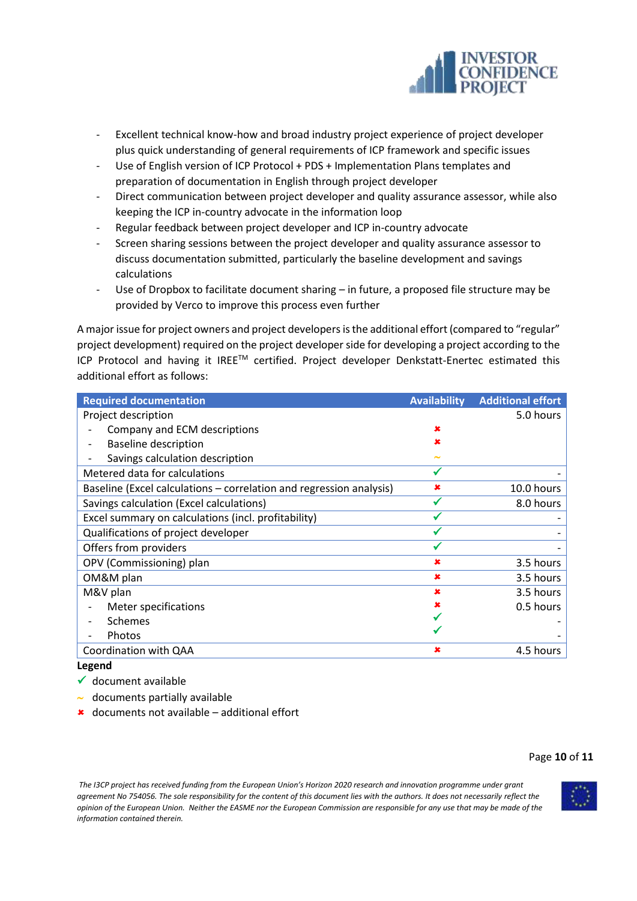- Excellent technical know-how and broad industry project experience of project developer plus quick understanding of general requirements of ICP framework and specific issues
- Use of English version of ICP Protocol + PDS + Implementation Plans templates and preparation of documentation in English through project developer
- Direct communication between project developer and quality assurance assessor, while also keeping the ICP in-country advocate in the information loop
- Regular feedback between project developer and ICP in-country advocate
- Screen sharing sessions between the project developer and quality assurance assessor to discuss documentation submitted, particularly the baseline development and savings calculations
- Use of Dropbox to facilitate document sharing – in future, a proposed file structure may be provided by Verco to improve this process even further

A major issue for project owners and project developers is the additional effort (compared to "regular" project development) required on the project developer side for developing a project according to the ICP Protocol and having it IREE™ certified. Project developer Denkstatt-Enertec estimated this additional effort as follows:

| Required documentation | Availability | Additional effort |
|---|---|---|
| Project description | | 5.0 hours |
| - Company and ECM descriptions | ✖ | |
| - Baseline description | ✖ | |
| - Savings calculation description | ~ | |
| Metered data for calculations | ✓ | - |
| Baseline (Excel calculations – correlation and regression analysis) | ✖ | 10.0 hours |
| Savings calculation (Excel calculations) | ✓ | 8.0 hours |
| Excel summary on calculations (incl. profitability) | ✓ | - |
| Qualifications of project developer | ✓ | - |
| Offers from providers | ✓ | - |
| OPV (Commissioning) plan | ✖ | 3.5 hours |
| OM&M plan | ✖ | 3.5 hours |
| M&V plan | ✖ | 3.5 hours |
| - Meter specifications | ✖ | 0.5 hours |
| - Schemes | ✓ | - |
| - Photos | ✓ | - |
| Coordination with QAA | ✖ | 4.5 hours |

**Legend**

- ✓ document available
- ~ documents partially available
- ✖ documents not available – additional effort

*The I3CP project has received funding from the European Union's Horizon 2020 research and innovation programme under grant agreement No 754056. The sole responsibility for the content of this document lies with the authors. It does not necessarily reflect the opinion of the European Union. Neither the EASME nor the European Commission are responsible for any use that may be made of the information contained therein.*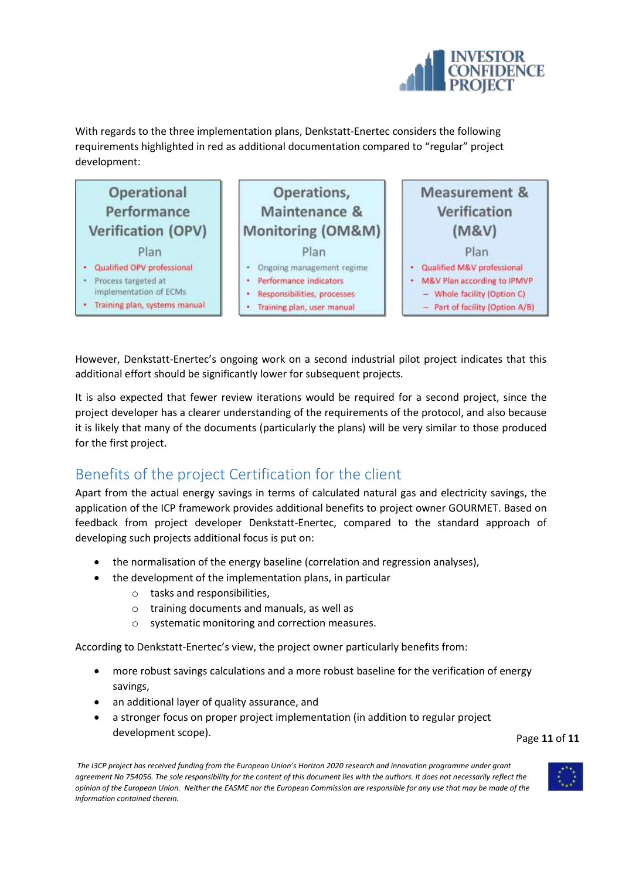With regards to the three implementation plans, Denkstatt-Enertec considers the following requirements highlighted in red as additional documentation compared to “regular” project development:

**Operational Performance Verification (OPV) Plan**

- Qualified OPV professional
- Process targeted at implementation of ECMs
- Training plan, systems manual

**Operations, Maintenance & Monitoring (OM&M) Plan**

- Ongoing management regime
- Performance indicators
- Responsibilities, processes
- Training plan, user manual

**Measurement & Verification (M&V) Plan**

- Qualified M&V professional
- M&V Plan according to IPMVP
  - Whole facility (Option C)
  - Part of facility (Option A/B)

However, Denkstatt-Enertec’s ongoing work on a second industrial pilot project indicates that this additional effort should be significantly lower for subsequent projects.

It is also expected that fewer review iterations would be required for a second project, since the project developer has a clearer understanding of the requirements of the protocol, and also because it is likely that many of the documents (particularly the plans) will be very similar to those produced for the first project.

## Benefits of the project Certification for the client

Apart from the actual energy savings in terms of calculated natural gas and electricity savings, the application of the ICP framework provides additional benefits to project owner GOURMET. Based on feedback from project developer Denkstatt-Enertec, compared to the standard approach of developing such projects additional focus is put on:

- the normalisation of the energy baseline (correlation and regression analyses),
- the development of the implementation plans, in particular
  - tasks and responsibilities,
  - training documents and manuals, as well as
  - systematic monitoring and correction measures.

According to Denkstatt-Enertec’s view, the project owner particularly benefits from:

- more robust savings calculations and a more robust baseline for the verification of energy savings,
- an additional layer of quality assurance, and
- a stronger focus on proper project implementation (in addition to regular project development scope).